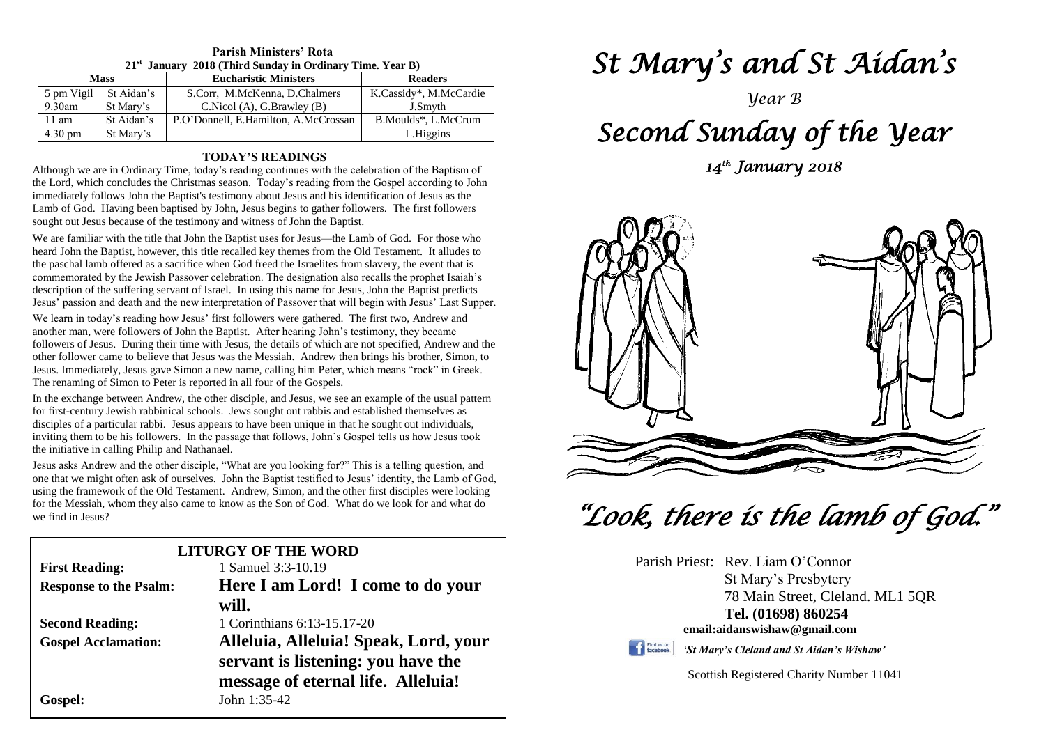## Parish Ministers' Rota

**21st January 2018 (Third Sunday in Ordinary Time. Year B)**

| Mass | | Eucharistic Ministers | Readers |
|---|---|---|---|
| 5 pm Vigil | St Aidan's | S.Corr, M.McKenna, D.Chalmers | K.Cassidy*, M.McCardie |
| 9.30am | St Mary's | C.Nicol (A), G.Brawley (B) | J.Smyth |
| 11 am | St Aidan's | P.O'Donnell, E.Hamilton, A.McCrossan | B.Moulds*, L.McCrum |
| 4.30 pm | St Mary's | | L.Higgins |

### TODAY'S READINGS

Although we are in Ordinary Time, today's reading continues with the celebration of the Baptism of the Lord, which concludes the Christmas season. Today's reading from the Gospel according to John immediately follows John the Baptist's testimony about Jesus and his identification of Jesus as the Lamb of God. Having been baptised by John, Jesus begins to gather followers. The first followers sought out Jesus because of the testimony and witness of John the Baptist.

We are familiar with the title that John the Baptist uses for Jesus—the Lamb of God. For those who heard John the Baptist, however, this title recalled key themes from the Old Testament. It alludes to the paschal lamb offered as a sacrifice when God freed the Israelites from slavery, the event that is commemorated by the Jewish Passover celebration. The designation also recalls the prophet Isaiah's description of the suffering servant of Israel. In using this name for Jesus, John the Baptist predicts Jesus' passion and death and the new interpretation of Passover that will begin with Jesus' Last Supper.

We learn in today's reading how Jesus' first followers were gathered. The first two, Andrew and another man, were followers of John the Baptist. After hearing John's testimony, they became followers of Jesus. During their time with Jesus, the details of which are not specified, Andrew and the other follower came to believe that Jesus was the Messiah. Andrew then brings his brother, Simon, to Jesus. Immediately, Jesus gave Simon a new name, calling him Peter, which means "rock" in Greek. The renaming of Simon to Peter is reported in all four of the Gospels.

In the exchange between Andrew, the other disciple, and Jesus, we see an example of the usual pattern for first-century Jewish rabbinical schools. Jews sought out rabbis and established themselves as disciples of a particular rabbi. Jesus appears to have been unique in that he sought out individuals, inviting them to be his followers. In the passage that follows, John's Gospel tells us how Jesus took the initiative in calling Philip and Nathanael.

Jesus asks Andrew and the other disciple, "What are you looking for?" This is a telling question, and one that we might often ask of ourselves. John the Baptist testified to Jesus' identity, the Lamb of God, using the framework of the Old Testament. Andrew, Simon, and the other first disciples were looking for the Messiah, whom they also came to know as the Son of God. What do we look for and what do we find in Jesus?

### LITURGY OF THE WORD

**First Reading:** 1 Samuel 3:3-10.19

**Response to the Psalm:** **Here I am Lord! I come to do your will.**

**Second Reading:** 1 Corinthians 6:13-15.17-20

**Gospel Acclamation:** **Alleluia, Alleluia! Speak, Lord, your servant is listening: you have the message of eternal life. Alleluia!**

**Gospel:** John 1:35-42

# *St Mary's and St Aidan's*

*Year B*

# *Second Sunday of the Year*

*14th January 2018*

# *"Look, there is the lamb of God."*

Parish Priest: Rev. Liam O'Connor
St Mary's Presbytery
78 Main Street, Cleland. ML1 5QR
**Tel. (01698) 860254**
**email:aidanswishaw@gmail.com**

*'St Mary's Cleland and St Aidan's Wishaw'*

Scottish Registered Charity Number 11041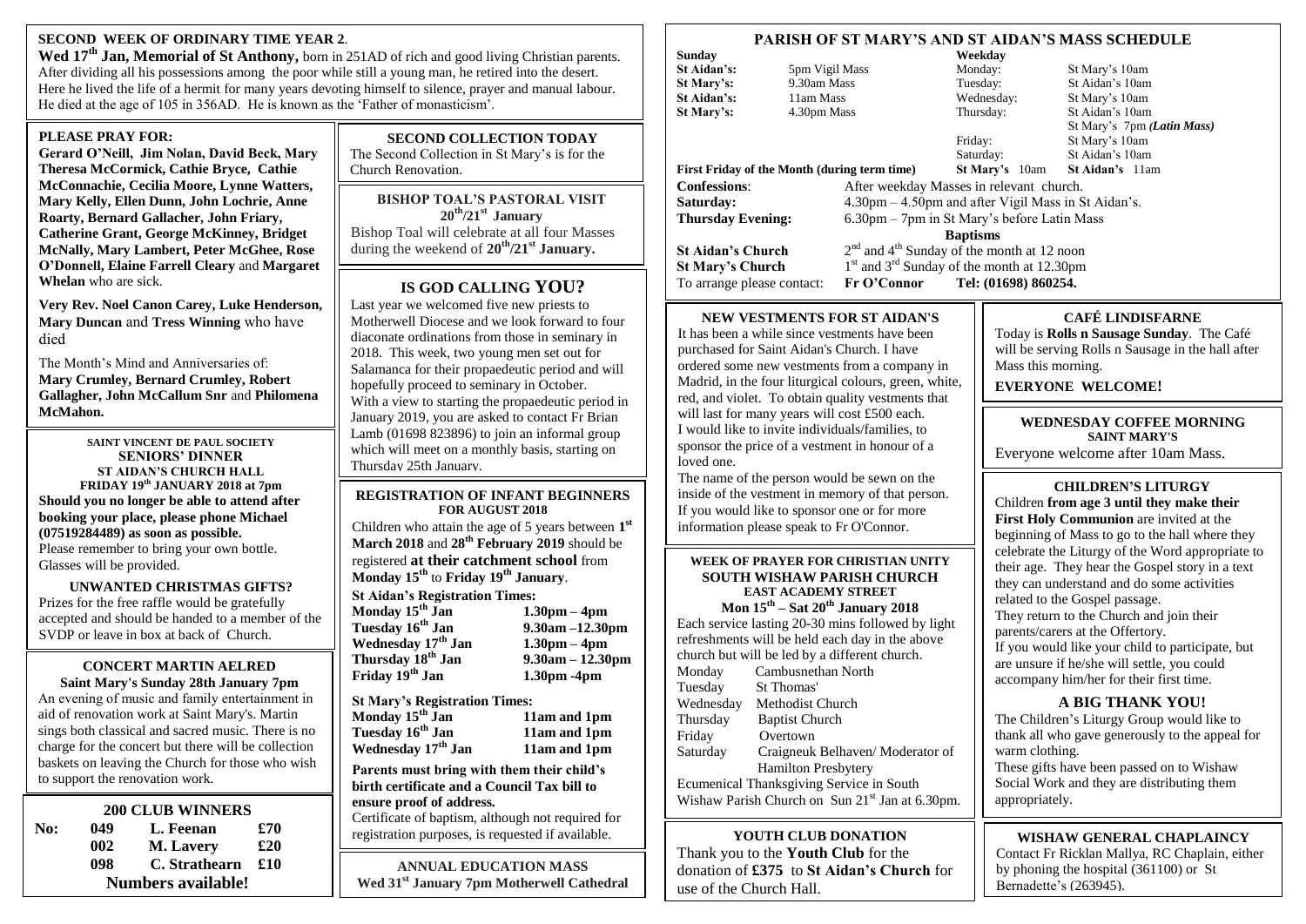**SECOND WEEK OF ORDINARY TIME YEAR 2**.

**Wed 17th Jan, Memorial of St Anthony,** born in 251AD of rich and good living Christian parents. After dividing all his possessions among the poor while still a young man, he retired into the desert. Here he lived the life of a hermit for many years devoting himself to silence, prayer and manual labour. He died at the age of 105 in 356AD. He is known as the 'Father of monasticism'.

**PLEASE PRAY FOR:**

**Gerard O'Neill, Jim Nolan, David Beck, Mary Theresa McCormick, Cathie Bryce, Cathie McConnachie, Cecilia Moore, Lynne Watters, Mary Kelly, Ellen Dunn, John Lochrie, Anne Roarty, Bernard Gallacher, John Friary, Catherine Grant, George McKinney, Bridget McNally, Mary Lambert, Peter McGhee, Rose O'Donnell, Elaine Farrell Cleary** and **Margaret Whelan** who are sick.

**Very Rev. Noel Canon Carey, Luke Henderson, Mary Duncan** and **Tress Winning** who have died

The Month's Mind and Anniversaries of:
**Mary Crumley, Bernard Crumley, Robert Gallagher, John McCallum Snr** and **Philomena McMahon.**

**SAINT VINCENT DE PAUL SOCIETY**
**SENIORS' DINNER**
**ST AIDAN'S CHURCH HALL**
**FRIDAY 19th JANUARY 2018 at 7pm**

**Should you no longer be able to attend after booking your place, please phone Michael (07519284489) as soon as possible.**
Please remember to bring your own bottle. Glasses will be provided.

**UNWANTED CHRISTMAS GIFTS?**

Prizes for the free raffle would be gratefully accepted and should be handed to a member of the SVDP or leave in box at back of Church.

**CONCERT MARTIN AELRED**
**Saint Mary's Sunday 28th January 7pm**

An evening of music and family entertainment in aid of renovation work at Saint Mary's. Martin sings both classical and sacred music. There is no charge for the concert but there will be collection baskets on leaving the Church for those who wish to support the renovation work.

**200 CLUB WINNERS**

| | | | |
|---|---|---|---|
| **No:** | **049** | **L. Feenan** | **£70** |
| | **002** | **M. Lavery** | **£20** |
| | **098** | **C. Strathearn** | **£10** |

**Numbers available!**

**SECOND COLLECTION TODAY**

The Second Collection in St Mary's is for the Church Renovation.

**BISHOP TOAL'S PASTORAL VISIT**
**20th/21st January**

Bishop Toal will celebrate at all four Masses during the weekend of **20th/21st January.**

## IS GOD CALLING YOU?

Last year we welcomed five new priests to Motherwell Diocese and we look forward to four diaconate ordinations from those in seminary in 2018. This week, two young men set out for Salamanca for their propaedeutic period and will hopefully proceed to seminary in October. With a view to starting the propaedeutic period in January 2019, you are asked to contact Fr Brian Lamb (01698 823896) to join an informal group which will meet on a monthly basis, starting on Thursday 25th January.

**REGISTRATION OF INFANT BEGINNERS**
**FOR AUGUST 2018**

Children who attain the age of 5 years between **1st March 2018** and **28th February 2019** should be registered **at their catchment school** from **Monday 15th** to **Friday 19th January**.

**St Aidan's Registration Times:**

| | |
|---|---|
| **Monday 15th Jan** | **1.30pm – 4pm** |
| **Tuesday 16th Jan** | **9.30am –12.30pm** |
| **Wednesday 17th Jan** | **1.30pm – 4pm** |
| **Thursday 18th Jan** | **9.30am – 12.30pm** |
| **Friday 19th Jan** | **1.30pm -4pm** |

**St Mary's Registration Times:**

| | |
|---|---|
| **Monday 15th Jan** | **11am and 1pm** |
| **Tuesday 16th Jan** | **11am and 1pm** |
| **Wednesday 17th Jan** | **11am and 1pm** |

**Parents must bring with them their child's birth certificate and a Council Tax bill to ensure proof of address.**
Certificate of baptism, although not required for registration purposes, is requested if available.

**ANNUAL EDUCATION MASS**
**Wed 31st January 7pm Motherwell Cathedral**

**PARISH OF ST MARY'S AND ST AIDAN'S MASS SCHEDULE**

| **Sunday** | | **Weekday** | |
|---|---|---|---|
| **St Aidan's:** | 5pm Vigil Mass | Monday: | St Mary's 10am |
| **St Mary's:** | 9.30am Mass | Tuesday: | St Aidan's 10am |
| **St Aidan's:** | 11am Mass | Wednesday: | St Mary's 10am |
| **St Mary's:** | 4.30pm Mass | Thursday: | St Aidan's 10am |
| | | | St Mary's 7pm *(Latin Mass)* |
| | | Friday: | St Mary's 10am |
| | | Saturday: | St Aidan's 10am |
| **First Friday of the Month (during term time)** | | **St Mary's** 10am | **St Aidan's** 11am |

**Confessions**: After weekday Masses in relevant church.
**Saturday:** 4.30pm – 4.50pm and after Vigil Mass in St Aidan's.
**Thursday Evening:** 6.30pm – 7pm in St Mary's before Latin Mass

**Baptisms**

**St Aidan's Church** 2nd and 4th Sunday of the month at 12 noon
**St Mary's Church** 1st and 3rd Sunday of the month at 12.30pm
To arrange please contact: **Fr O'Connor Tel: (01698) 860254.**

**NEW VESTMENTS FOR ST AIDAN'S**

It has been a while since vestments have been purchased for Saint Aidan's Church. I have ordered some new vestments from a company in Madrid, in the four liturgical colours, green, white, red, and violet. To obtain quality vestments that will last for many years will cost £500 each. I would like to invite individuals/families, to sponsor the price of a vestment in honour of a loved one.
The name of the person would be sewn on the inside of the vestment in memory of that person. If you would like to sponsor one or for more information please speak to Fr O'Connor.

**WEEK OF PRAYER FOR CHRISTIAN UNITY**
**SOUTH WISHAW PARISH CHURCH**
**EAST ACADEMY STREET**
**Mon 15th – Sat 20th January 2018**

Each service lasting 20-30 mins followed by light refreshments will be held each day in the above church but will be led by a different church.

| | |
|---|---|
| Monday | Cambusnethan North |
| Tuesday | St Thomas' |
| Wednesday | Methodist Church |
| Thursday | Baptist Church |
| Friday | Overtown |
| Saturday | Craigneuk Belhaven/ Moderator of Hamilton Presbytery |

Ecumenical Thanksgiving Service in South Wishaw Parish Church on Sun 21st Jan at 6.30pm.

**YOUTH CLUB DONATION**

Thank you to the **Youth Club** for the donation of **£375** to **St Aidan's Church** for use of the Church Hall.

**CAFÉ LINDISFARNE**

Today is **Rolls n Sausage Sunday**. The Café will be serving Rolls n Sausage in the hall after Mass this morning.

**EVERYONE WELCOME!**

**WEDNESDAY COFFEE MORNING**
**SAINT MARY'S**

Everyone welcome after 10am Mass.

**CHILDREN'S LITURGY**

Children **from age 3 until they make their First Holy Communion** are invited at the beginning of Mass to go to the hall where they celebrate the Liturgy of the Word appropriate to their age. They hear the Gospel story in a text they can understand and do some activities related to the Gospel passage.
They return to the Church and join their parents/carers at the Offertory.
If you would like your child to participate, but are unsure if he/she will settle, you could accompany him/her for their first time.

**A BIG THANK YOU!**

The Children's Liturgy Group would like to thank all who gave generously to the appeal for warm clothing.
These gifts have been passed on to Wishaw Social Work and they are distributing them appropriately.

**WISHAW GENERAL CHAPLAINCY**

Contact Fr Ricklan Mallya, RC Chaplain, either by phoning the hospital (361100) or St Bernadette's (263945).